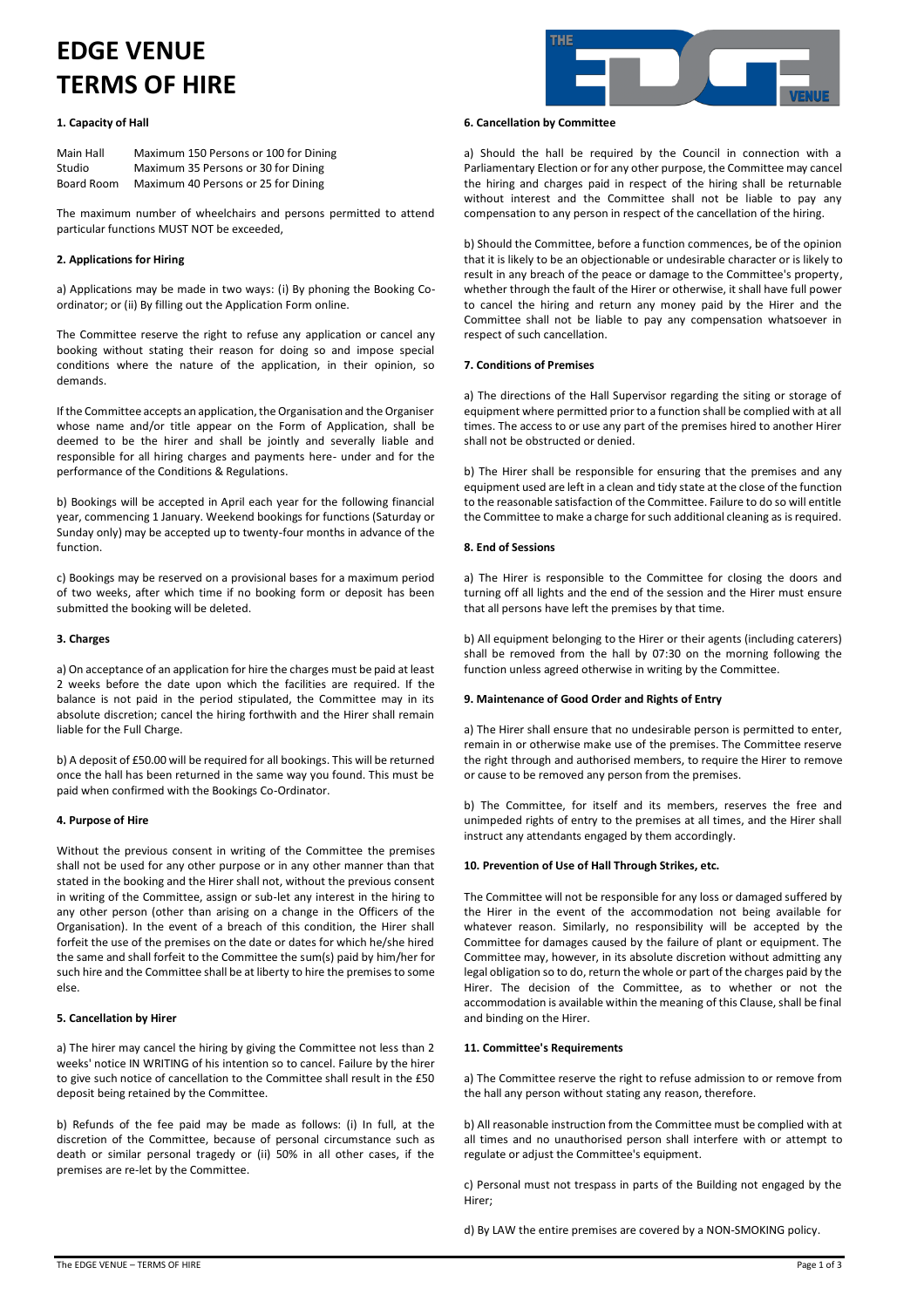# EDGE VENUE TERMS OF HIRE

### 1. Capacity of Hall

| | |
|---|---|
| Main Hall | Maximum 150 Persons or 100 for Dining |
| Studio | Maximum 35 Persons or 30 for Dining |
| Board Room | Maximum 40 Persons or 25 for Dining |

The maximum number of wheelchairs and persons permitted to attend particular functions MUST NOT be exceeded,

### 2. Applications for Hiring

a) Applications may be made in two ways: (i) By phoning the Booking Co-ordinator; or (ii) By filling out the Application Form online.

The Committee reserve the right to refuse any application or cancel any booking without stating their reason for doing so and impose special conditions where the nature of the application, in their opinion, so demands.

If the Committee accepts an application, the Organisation and the Organiser whose name and/or title appear on the Form of Application, shall be deemed to be the hirer and shall be jointly and severally liable and responsible for all hiring charges and payments here- under and for the performance of the Conditions & Regulations.

b) Bookings will be accepted in April each year for the following financial year, commencing 1 January. Weekend bookings for functions (Saturday or Sunday only) may be accepted up to twenty-four months in advance of the function.

c) Bookings may be reserved on a provisional bases for a maximum period of two weeks, after which time if no booking form or deposit has been submitted the booking will be deleted.

### 3. Charges

a) On acceptance of an application for hire the charges must be paid at least 2 weeks before the date upon which the facilities are required. If the balance is not paid in the period stipulated, the Committee may in its absolute discretion; cancel the hiring forthwith and the Hirer shall remain liable for the Full Charge.

b) A deposit of £50.00 will be required for all bookings. This will be returned once the hall has been returned in the same way you found. This must be paid when confirmed with the Bookings Co-Ordinator.

### 4. Purpose of Hire

Without the previous consent in writing of the Committee the premises shall not be used for any other purpose or in any other manner than that stated in the booking and the Hirer shall not, without the previous consent in writing of the Committee, assign or sub-let any interest in the hiring to any other person (other than arising on a change in the Officers of the Organisation). In the event of a breach of this condition, the Hirer shall forfeit the use of the premises on the date or dates for which he/she hired the same and shall forfeit to the Committee the sum(s) paid by him/her for such hire and the Committee shall be at liberty to hire the premises to some else.

### 5. Cancellation by Hirer

a) The hirer may cancel the hiring by giving the Committee not less than 2 weeks' notice IN WRITING of his intention so to cancel. Failure by the hirer to give such notice of cancellation to the Committee shall result in the £50 deposit being retained by the Committee.

b) Refunds of the fee paid may be made as follows: (i) In full, at the discretion of the Committee, because of personal circumstance such as death or similar personal tragedy or (ii) 50% in all other cases, if the premises are re-let by the Committee.

### 6. Cancellation by Committee

a) Should the hall be required by the Council in connection with a Parliamentary Election or for any other purpose, the Committee may cancel the hiring and charges paid in respect of the hiring shall be returnable without interest and the Committee shall not be liable to pay any compensation to any person in respect of the cancellation of the hiring.

b) Should the Committee, before a function commences, be of the opinion that it is likely to be an objectionable or undesirable character or is likely to result in any breach of the peace or damage to the Committee's property, whether through the fault of the Hirer or otherwise, it shall have full power to cancel the hiring and return any money paid by the Hirer and the Committee shall not be liable to pay any compensation whatsoever in respect of such cancellation.

### 7. Conditions of Premises

a) The directions of the Hall Supervisor regarding the siting or storage of equipment where permitted prior to a function shall be complied with at all times. The access to or use any part of the premises hired to another Hirer shall not be obstructed or denied.

b) The Hirer shall be responsible for ensuring that the premises and any equipment used are left in a clean and tidy state at the close of the function to the reasonable satisfaction of the Committee. Failure to do so will entitle the Committee to make a charge for such additional cleaning as is required.

### 8. End of Sessions

a) The Hirer is responsible to the Committee for closing the doors and turning off all lights and the end of the session and the Hirer must ensure that all persons have left the premises by that time.

b) All equipment belonging to the Hirer or their agents (including caterers) shall be removed from the hall by 07:30 on the morning following the function unless agreed otherwise in writing by the Committee.

### 9. Maintenance of Good Order and Rights of Entry

a) The Hirer shall ensure that no undesirable person is permitted to enter, remain in or otherwise make use of the premises. The Committee reserve the right through and authorised members, to require the Hirer to remove or cause to be removed any person from the premises.

b) The Committee, for itself and its members, reserves the free and unimpeded rights of entry to the premises at all times, and the Hirer shall instruct any attendants engaged by them accordingly.

### 10. Prevention of Use of Hall Through Strikes, etc.

The Committee will not be responsible for any loss or damaged suffered by the Hirer in the event of the accommodation not being available for whatever reason. Similarly, no responsibility will be accepted by the Committee for damages caused by the failure of plant or equipment. The Committee may, however, in its absolute discretion without admitting any legal obligation so to do, return the whole or part of the charges paid by the Hirer. The decision of the Committee, as to whether or not the accommodation is available within the meaning of this Clause, shall be final and binding on the Hirer.

### 11. Committee's Requirements

a) The Committee reserve the right to refuse admission to or remove from the hall any person without stating any reason, therefore.

b) All reasonable instruction from the Committee must be complied with at all times and no unauthorised person shall interfere with or attempt to regulate or adjust the Committee's equipment.

c) Personal must not trespass in parts of the Building not engaged by the Hirer;

d) By LAW the entire premises are covered by a NON-SMOKING policy.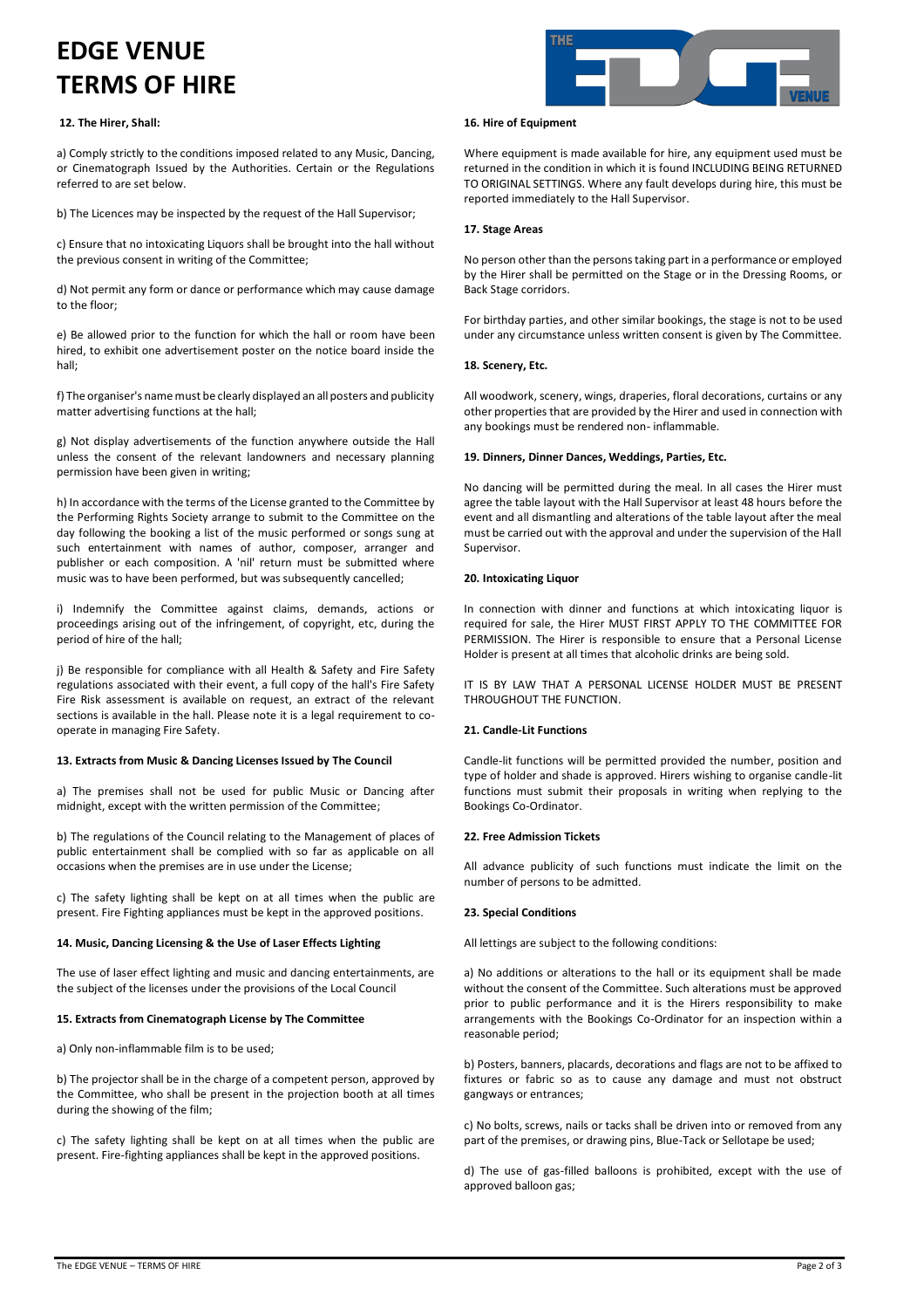# EDGE VENUE
# TERMS OF HIRE

**12. The Hirer, Shall:**

a) Comply strictly to the conditions imposed related to any Music, Dancing, or Cinematograph Issued by the Authorities. Certain or the Regulations referred to are set below.

b) The Licences may be inspected by the request of the Hall Supervisor;

c) Ensure that no intoxicating Liquors shall be brought into the hall without the previous consent in writing of the Committee;

d) Not permit any form or dance or performance which may cause damage to the floor;

e) Be allowed prior to the function for which the hall or room have been hired, to exhibit one advertisement poster on the notice board inside the hall;

f) The organiser's name must be clearly displayed an all posters and publicity matter advertising functions at the hall;

g) Not display advertisements of the function anywhere outside the Hall unless the consent of the relevant landowners and necessary planning permission have been given in writing;

h) In accordance with the terms of the License granted to the Committee by the Performing Rights Society arrange to submit to the Committee on the day following the booking a list of the music performed or songs sung at such entertainment with names of author, composer, arranger and publisher or each composition. A 'nil' return must be submitted where music was to have been performed, but was subsequently cancelled;

i) Indemnify the Committee against claims, demands, actions or proceedings arising out of the infringement, of copyright, etc, during the period of hire of the hall;

j) Be responsible for compliance with all Health & Safety and Fire Safety regulations associated with their event, a full copy of the hall's Fire Safety Fire Risk assessment is available on request, an extract of the relevant sections is available in the hall. Please note it is a legal requirement to co-operate in managing Fire Safety.

**13. Extracts from Music & Dancing Licenses Issued by The Council**

a) The premises shall not be used for public Music or Dancing after midnight, except with the written permission of the Committee;

b) The regulations of the Council relating to the Management of places of public entertainment shall be complied with so far as applicable on all occasions when the premises are in use under the License;

c) The safety lighting shall be kept on at all times when the public are present. Fire Fighting appliances must be kept in the approved positions.

**14. Music, Dancing Licensing & the Use of Laser Effects Lighting**

The use of laser effect lighting and music and dancing entertainments, are the subject of the licenses under the provisions of the Local Council

**15. Extracts from Cinematograph License by The Committee**

a) Only non-inflammable film is to be used;

b) The projector shall be in the charge of a competent person, approved by the Committee, who shall be present in the projection booth at all times during the showing of the film;

c) The safety lighting shall be kept on at all times when the public are present. Fire-fighting appliances shall be kept in the approved positions.

**16. Hire of Equipment**

Where equipment is made available for hire, any equipment used must be returned in the condition in which it is found INCLUDING BEING RETURNED TO ORIGINAL SETTINGS. Where any fault develops during hire, this must be reported immediately to the Hall Supervisor.

**17. Stage Areas**

No person other than the persons taking part in a performance or employed by the Hirer shall be permitted on the Stage or in the Dressing Rooms, or Back Stage corridors.

For birthday parties, and other similar bookings, the stage is not to be used under any circumstance unless written consent is given by The Committee.

**18. Scenery, Etc.**

All woodwork, scenery, wings, draperies, floral decorations, curtains or any other properties that are provided by the Hirer and used in connection with any bookings must be rendered non- inflammable.

**19. Dinners, Dinner Dances, Weddings, Parties, Etc.**

No dancing will be permitted during the meal. In all cases the Hirer must agree the table layout with the Hall Supervisor at least 48 hours before the event and all dismantling and alterations of the table layout after the meal must be carried out with the approval and under the supervision of the Hall Supervisor.

**20. Intoxicating Liquor**

In connection with dinner and functions at which intoxicating liquor is required for sale, the Hirer MUST FIRST APPLY TO THE COMMITTEE FOR PERMISSION. The Hirer is responsible to ensure that a Personal License Holder is present at all times that alcoholic drinks are being sold.

IT IS BY LAW THAT A PERSONAL LICENSE HOLDER MUST BE PRESENT THROUGHOUT THE FUNCTION.

**21. Candle-Lit Functions**

Candle-lit functions will be permitted provided the number, position and type of holder and shade is approved. Hirers wishing to organise candle-lit functions must submit their proposals in writing when replying to the Bookings Co-Ordinator.

**22. Free Admission Tickets**

All advance publicity of such functions must indicate the limit on the number of persons to be admitted.

**23. Special Conditions**

All lettings are subject to the following conditions:

a) No additions or alterations to the hall or its equipment shall be made without the consent of the Committee. Such alterations must be approved prior to public performance and it is the Hirers responsibility to make arrangements with the Bookings Co-Ordinator for an inspection within a reasonable period;

b) Posters, banners, placards, decorations and flags are not to be affixed to fixtures or fabric so as to cause any damage and must not obstruct gangways or entrances;

c) No bolts, screws, nails or tacks shall be driven into or removed from any part of the premises, or drawing pins, Blue-Tack or Sellotape be used;

d) The use of gas-filled balloons is prohibited, except with the use of approved balloon gas;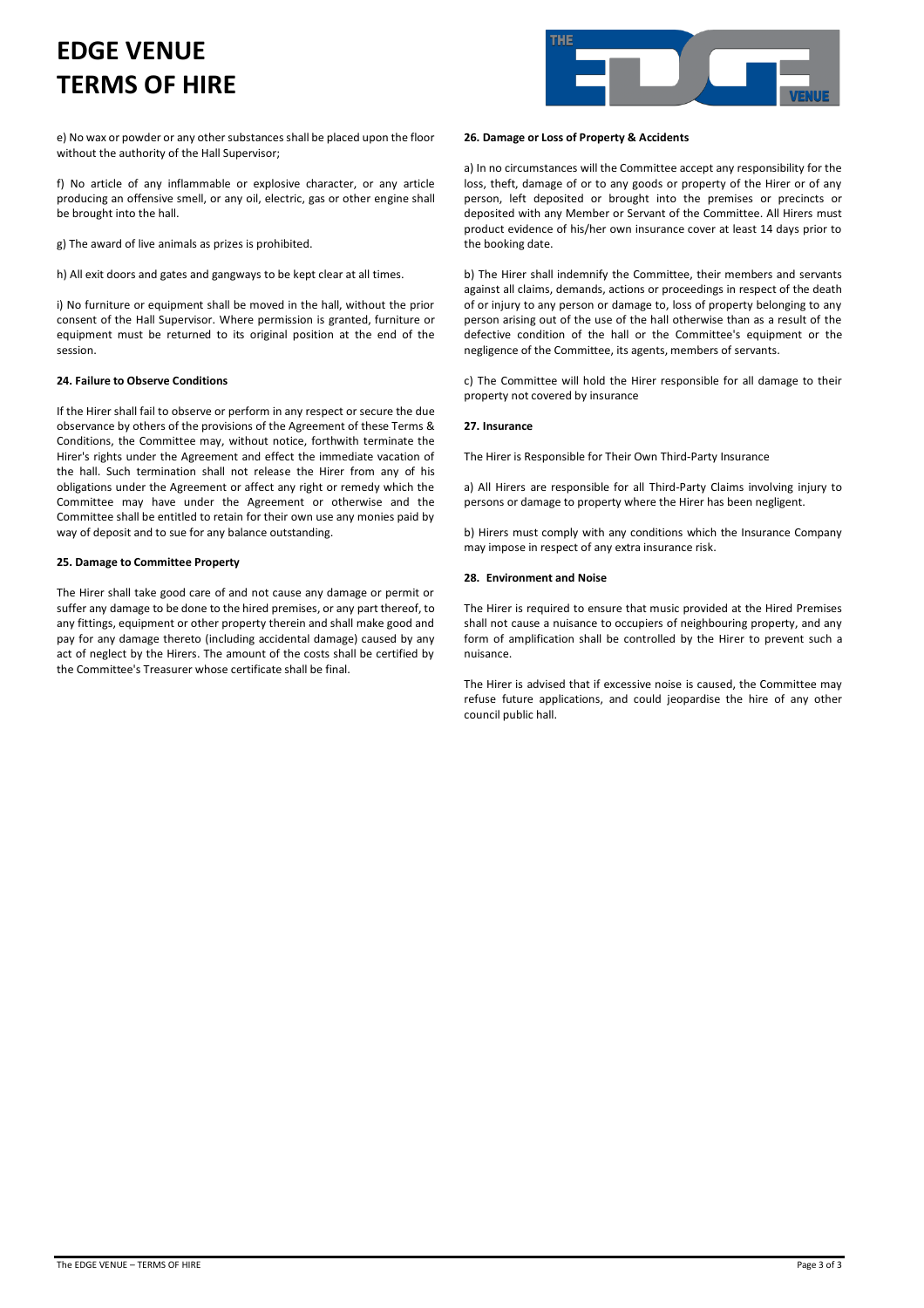# EDGE VENUE TERMS OF HIRE

e) No wax or powder or any other substances shall be placed upon the floor without the authority of the Hall Supervisor;

f) No article of any inflammable or explosive character, or any article producing an offensive smell, or any oil, electric, gas or other engine shall be brought into the hall.

g) The award of live animals as prizes is prohibited.

h) All exit doors and gates and gangways to be kept clear at all times.

i) No furniture or equipment shall be moved in the hall, without the prior consent of the Hall Supervisor. Where permission is granted, furniture or equipment must be returned to its original position at the end of the session.

**24. Failure to Observe Conditions**

If the Hirer shall fail to observe or perform in any respect or secure the due observance by others of the provisions of the Agreement of these Terms & Conditions, the Committee may, without notice, forthwith terminate the Hirer's rights under the Agreement and effect the immediate vacation of the hall. Such termination shall not release the Hirer from any of his obligations under the Agreement or affect any right or remedy which the Committee may have under the Agreement or otherwise and the Committee shall be entitled to retain for their own use any monies paid by way of deposit and to sue for any balance outstanding.

**25. Damage to Committee Property**

The Hirer shall take good care of and not cause any damage or permit or suffer any damage to be done to the hired premises, or any part thereof, to any fittings, equipment or other property therein and shall make good and pay for any damage thereto (including accidental damage) caused by any act of neglect by the Hirers. The amount of the costs shall be certified by the Committee's Treasurer whose certificate shall be final.

**26. Damage or Loss of Property & Accidents**

a) In no circumstances will the Committee accept any responsibility for the loss, theft, damage of or to any goods or property of the Hirer or of any person, left deposited or brought into the premises or precincts or deposited with any Member or Servant of the Committee. All Hirers must product evidence of his/her own insurance cover at least 14 days prior to the booking date.

b) The Hirer shall indemnify the Committee, their members and servants against all claims, demands, actions or proceedings in respect of the death of or injury to any person or damage to, loss of property belonging to any person arising out of the use of the hall otherwise than as a result of the defective condition of the hall or the Committee's equipment or the negligence of the Committee, its agents, members of servants.

c) The Committee will hold the Hirer responsible for all damage to their property not covered by insurance

**27. Insurance**

The Hirer is Responsible for Their Own Third-Party Insurance

a) All Hirers are responsible for all Third-Party Claims involving injury to persons or damage to property where the Hirer has been negligent.

b) Hirers must comply with any conditions which the Insurance Company may impose in respect of any extra insurance risk.

**28. Environment and Noise**

The Hirer is required to ensure that music provided at the Hired Premises shall not cause a nuisance to occupiers of neighbouring property, and any form of amplification shall be controlled by the Hirer to prevent such a nuisance.

The Hirer is advised that if excessive noise is caused, the Committee may refuse future applications, and could jeopardise the hire of any other council public hall.